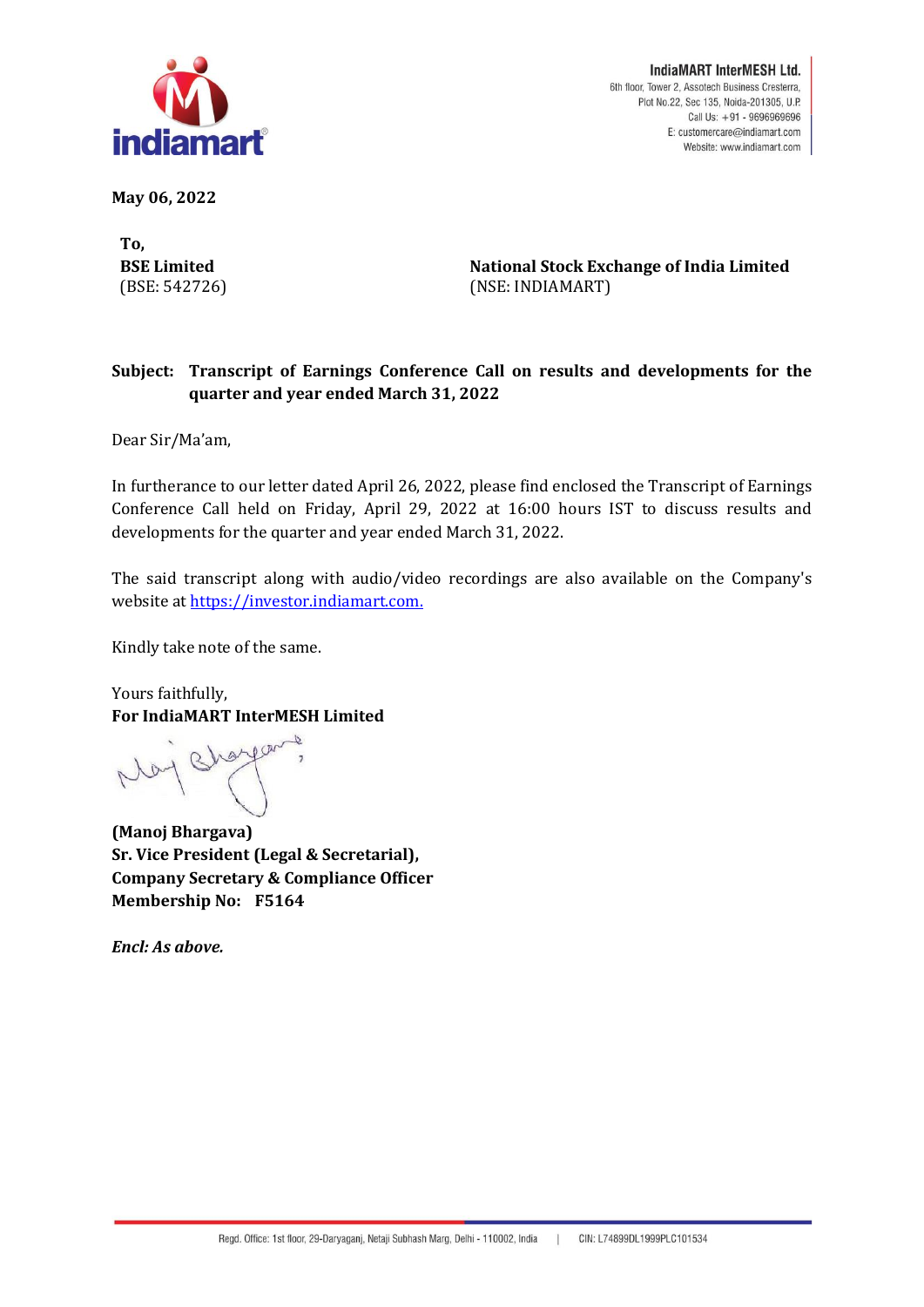**IndiaMART InterMESH Ltd.**
6th floor, Tower 2, Assotech Business Cresterra,
Plot No.22, Sec 135, Noida-201305, U.P.
Call Us: +91 - 9696969696
E: customercare@indiamart.com
Website: www.indiamart.com

**May 06, 2022**

**To,**

**BSE Limited**
(BSE: 542726)

**National Stock Exchange of India Limited**
(NSE: INDIAMART)

**Subject: Transcript of Earnings Conference Call on results and developments for the quarter and year ended March 31, 2022**

Dear Sir/Ma'am,

In furtherance to our letter dated April 26, 2022, please find enclosed the Transcript of Earnings Conference Call held on Friday, April 29, 2022 at 16:00 hours IST to discuss results and developments for the quarter and year ended March 31, 2022.

The said transcript along with audio/video recordings are also available on the Company's website at https://investor.indiamart.com.

Kindly take note of the same.

Yours faithfully,
**For IndiaMART InterMESH Limited**

**(Manoj Bhargava)**
**Sr. Vice President (Legal & Secretarial),**
**Company Secretary & Compliance Officer**
**Membership No: F5164**

***Encl: As above.***

Regd. Office: 1st floor, 29-Daryaganj, Netaji Subhash Marg, Delhi - 110002, India | CIN: L74899DL1999PLC101534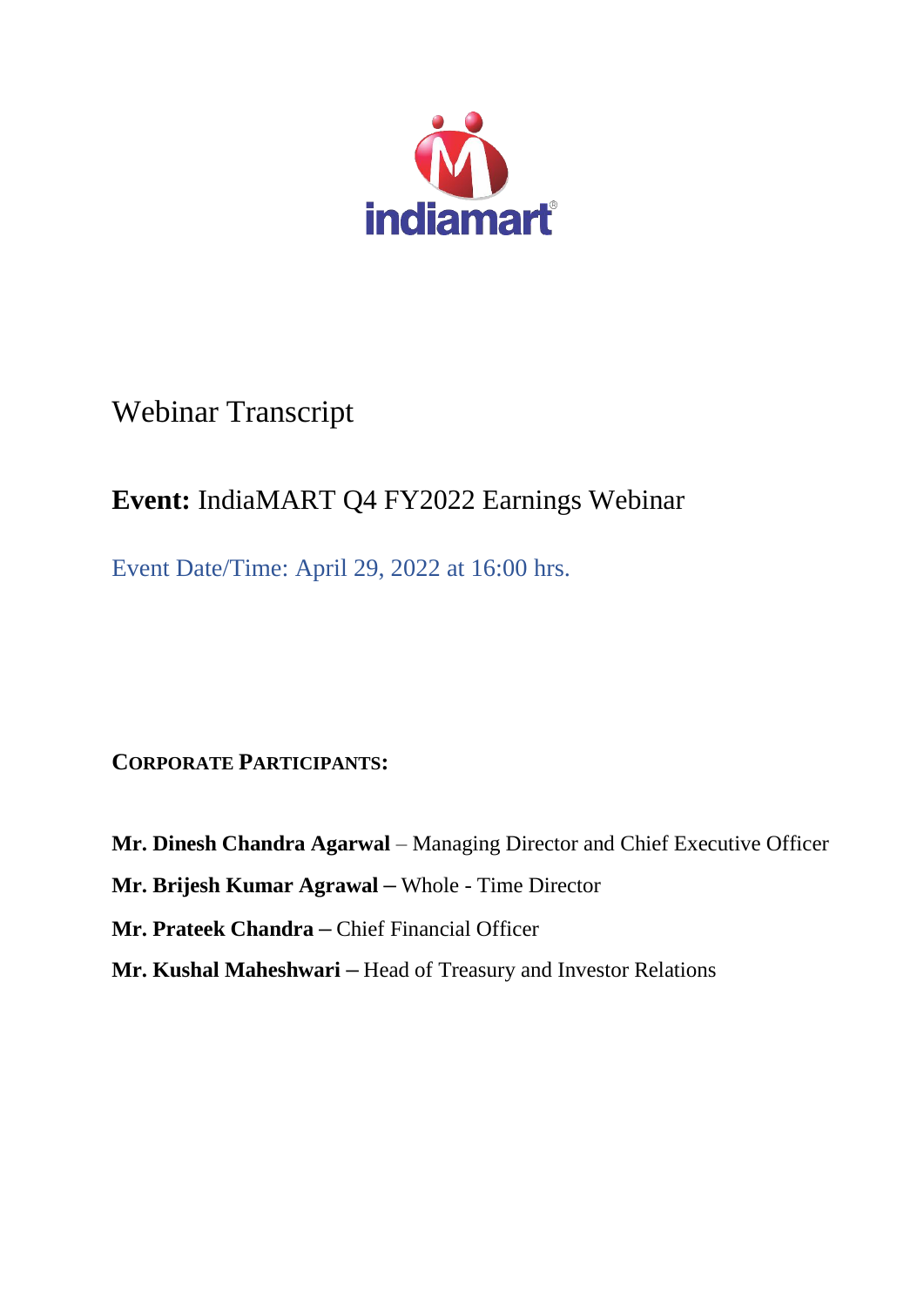# Webinar Transcript

## **Event:** IndiaMART Q4 FY2022 Earnings Webinar

Event Date/Time: April 29, 2022 at 16:00 hrs.

**CORPORATE PARTICIPANTS:**

**Mr. Dinesh Chandra Agarwal** – Managing Director and Chief Executive Officer

**Mr. Brijesh Kumar Agrawal** – Whole - Time Director

**Mr. Prateek Chandra** – Chief Financial Officer

**Mr. Kushal Maheshwari** – Head of Treasury and Investor Relations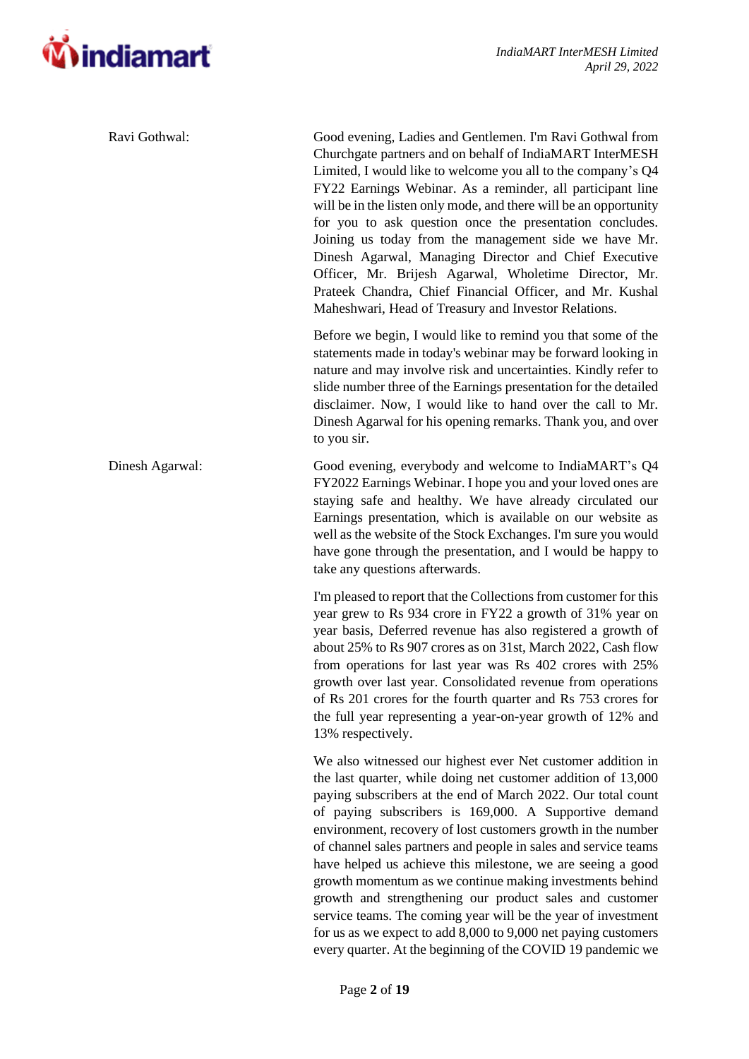Ravi Gothwal: Good evening, Ladies and Gentlemen. I'm Ravi Gothwal from Churchgate partners and on behalf of IndiaMART InterMESH Limited, I would like to welcome you all to the company's Q4 FY22 Earnings Webinar. As a reminder, all participant line will be in the listen only mode, and there will be an opportunity for you to ask question once the presentation concludes. Joining us today from the management side we have Mr. Dinesh Agarwal, Managing Director and Chief Executive Officer, Mr. Brijesh Agarwal, Wholetime Director, Mr. Prateek Chandra, Chief Financial Officer, and Mr. Kushal Maheshwari, Head of Treasury and Investor Relations.

Before we begin, I would like to remind you that some of the statements made in today's webinar may be forward looking in nature and may involve risk and uncertainties. Kindly refer to slide number three of the Earnings presentation for the detailed disclaimer. Now, I would like to hand over the call to Mr. Dinesh Agarwal for his opening remarks. Thank you, and over to you sir.

Dinesh Agarwal: Good evening, everybody and welcome to IndiaMART's Q4 FY2022 Earnings Webinar. I hope you and your loved ones are staying safe and healthy. We have already circulated our Earnings presentation, which is available on our website as well as the website of the Stock Exchanges. I'm sure you would have gone through the presentation, and I would be happy to take any questions afterwards.

I'm pleased to report that the Collections from customer for this year grew to Rs 934 crore in FY22 a growth of 31% year on year basis, Deferred revenue has also registered a growth of about 25% to Rs 907 crores as on 31st, March 2022, Cash flow from operations for last year was Rs 402 crores with 25% growth over last year. Consolidated revenue from operations of Rs 201 crores for the fourth quarter and Rs 753 crores for the full year representing a year-on-year growth of 12% and 13% respectively.

We also witnessed our highest ever Net customer addition in the last quarter, while doing net customer addition of 13,000 paying subscribers at the end of March 2022. Our total count of paying subscribers is 169,000. A Supportive demand environment, recovery of lost customers growth in the number of channel sales partners and people in sales and service teams have helped us achieve this milestone, we are seeing a good growth momentum as we continue making investments behind growth and strengthening our product sales and customer service teams. The coming year will be the year of investment for us as we expect to add 8,000 to 9,000 net paying customers every quarter. At the beginning of the COVID 19 pandemic we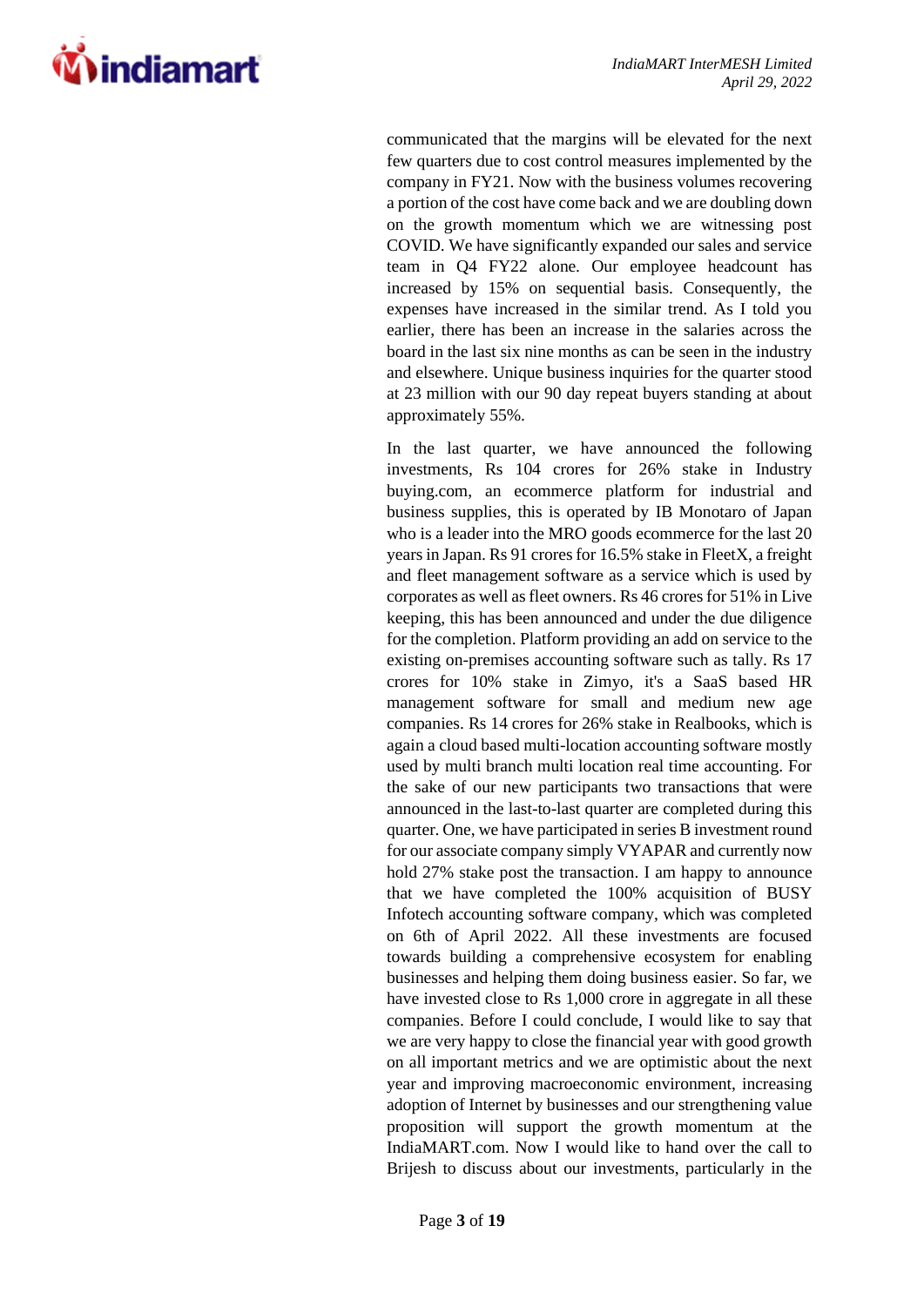communicated that the margins will be elevated for the next few quarters due to cost control measures implemented by the company in FY21. Now with the business volumes recovering a portion of the cost have come back and we are doubling down on the growth momentum which we are witnessing post COVID. We have significantly expanded our sales and service team in Q4 FY22 alone. Our employee headcount has increased by 15% on sequential basis. Consequently, the expenses have increased in the similar trend. As I told you earlier, there has been an increase in the salaries across the board in the last six nine months as can be seen in the industry and elsewhere. Unique business inquiries for the quarter stood at 23 million with our 90 day repeat buyers standing at about approximately 55%.

In the last quarter, we have announced the following investments, Rs 104 crores for 26% stake in Industry buying.com, an ecommerce platform for industrial and business supplies, this is operated by IB Monotaro of Japan who is a leader into the MRO goods ecommerce for the last 20 years in Japan. Rs 91 crores for 16.5% stake in FleetX, a freight and fleet management software as a service which is used by corporates as well as fleet owners. Rs 46 crores for 51% in Live keeping, this has been announced and under the due diligence for the completion. Platform providing an add on service to the existing on-premises accounting software such as tally. Rs 17 crores for 10% stake in Zimyo, it's a SaaS based HR management software for small and medium new age companies. Rs 14 crores for 26% stake in Realbooks, which is again a cloud based multi-location accounting software mostly used by multi branch multi location real time accounting. For the sake of our new participants two transactions that were announced in the last-to-last quarter are completed during this quarter. One, we have participated in series B investment round for our associate company simply VYAPAR and currently now hold 27% stake post the transaction. I am happy to announce that we have completed the 100% acquisition of BUSY Infotech accounting software company, which was completed on 6th of April 2022. All these investments are focused towards building a comprehensive ecosystem for enabling businesses and helping them doing business easier. So far, we have invested close to Rs 1,000 crore in aggregate in all these companies. Before I could conclude, I would like to say that we are very happy to close the financial year with good growth on all important metrics and we are optimistic about the next year and improving macroeconomic environment, increasing adoption of Internet by businesses and our strengthening value proposition will support the growth momentum at the IndiaMART.com. Now I would like to hand over the call to Brijesh to discuss about our investments, particularly in the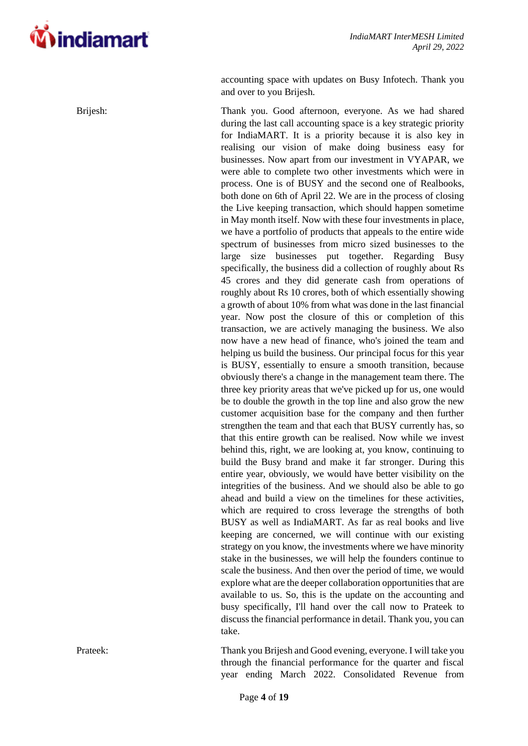accounting space with updates on Busy Infotech. Thank you and over to you Brijesh.

Brijesh: Thank you. Good afternoon, everyone. As we had shared during the last call accounting space is a key strategic priority for IndiaMART. It is a priority because it is also key in realising our vision of make doing business easy for businesses. Now apart from our investment in VYAPAR, we were able to complete two other investments which were in process. One is of BUSY and the second one of Realbooks, both done on 6th of April 22. We are in the process of closing the Live keeping transaction, which should happen sometime in May month itself. Now with these four investments in place, we have a portfolio of products that appeals to the entire wide spectrum of businesses from micro sized businesses to the large size businesses put together. Regarding Busy specifically, the business did a collection of roughly about Rs 45 crores and they did generate cash from operations of roughly about Rs 10 crores, both of which essentially showing a growth of about 10% from what was done in the last financial year. Now post the closure of this or completion of this transaction, we are actively managing the business. We also now have a new head of finance, who's joined the team and helping us build the business. Our principal focus for this year is BUSY, essentially to ensure a smooth transition, because obviously there's a change in the management team there. The three key priority areas that we've picked up for us, one would be to double the growth in the top line and also grow the new customer acquisition base for the company and then further strengthen the team and that each that BUSY currently has, so that this entire growth can be realised. Now while we invest behind this, right, we are looking at, you know, continuing to build the Busy brand and make it far stronger. During this entire year, obviously, we would have better visibility on the integrities of the business. And we should also be able to go ahead and build a view on the timelines for these activities, which are required to cross leverage the strengths of both BUSY as well as IndiaMART. As far as real books and live keeping are concerned, we will continue with our existing strategy on you know, the investments where we have minority stake in the businesses, we will help the founders continue to scale the business. And then over the period of time, we would explore what are the deeper collaboration opportunities that are available to us. So, this is the update on the accounting and busy specifically, I'll hand over the call now to Prateek to discuss the financial performance in detail. Thank you, you can take.

Prateek: Thank you Brijesh and Good evening, everyone. I will take you through the financial performance for the quarter and fiscal year ending March 2022. Consolidated Revenue from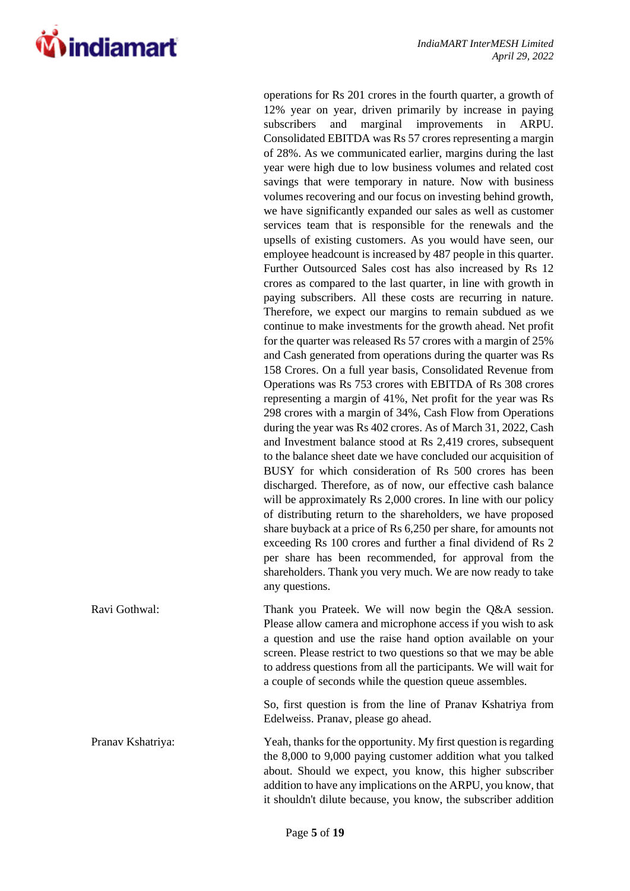operations for Rs 201 crores in the fourth quarter, a growth of 12% year on year, driven primarily by increase in paying subscribers and marginal improvements in ARPU. Consolidated EBITDA was Rs 57 crores representing a margin of 28%. As we communicated earlier, margins during the last year were high due to low business volumes and related cost savings that were temporary in nature. Now with business volumes recovering and our focus on investing behind growth, we have significantly expanded our sales as well as customer services team that is responsible for the renewals and the upsells of existing customers. As you would have seen, our employee headcount is increased by 487 people in this quarter. Further Outsourced Sales cost has also increased by Rs 12 crores as compared to the last quarter, in line with growth in paying subscribers. All these costs are recurring in nature. Therefore, we expect our margins to remain subdued as we continue to make investments for the growth ahead. Net profit for the quarter was released Rs 57 crores with a margin of 25% and Cash generated from operations during the quarter was Rs 158 Crores. On a full year basis, Consolidated Revenue from Operations was Rs 753 crores with EBITDA of Rs 308 crores representing a margin of 41%, Net profit for the year was Rs 298 crores with a margin of 34%, Cash Flow from Operations during the year was Rs 402 crores. As of March 31, 2022, Cash and Investment balance stood at Rs 2,419 crores, subsequent to the balance sheet date we have concluded our acquisition of BUSY for which consideration of Rs 500 crores has been discharged. Therefore, as of now, our effective cash balance will be approximately Rs 2,000 crores. In line with our policy of distributing return to the shareholders, we have proposed share buyback at a price of Rs 6,250 per share, for amounts not exceeding Rs 100 crores and further a final dividend of Rs 2 per share has been recommended, for approval from the shareholders. Thank you very much. We are now ready to take any questions.

**Ravi Gothwal:** Thank you Prateek. We will now begin the Q&A session. Please allow camera and microphone access if you wish to ask a question and use the raise hand option available on your screen. Please restrict to two questions so that we may be able to address questions from all the participants. We will wait for a couple of seconds while the question queue assembles.

So, first question is from the line of Pranav Kshatriya from Edelweiss. Pranav, please go ahead.

**Pranav Kshatriya:** Yeah, thanks for the opportunity. My first question is regarding the 8,000 to 9,000 paying customer addition what you talked about. Should we expect, you know, this higher subscriber addition to have any implications on the ARPU, you know, that it shouldn't dilute because, you know, the subscriber addition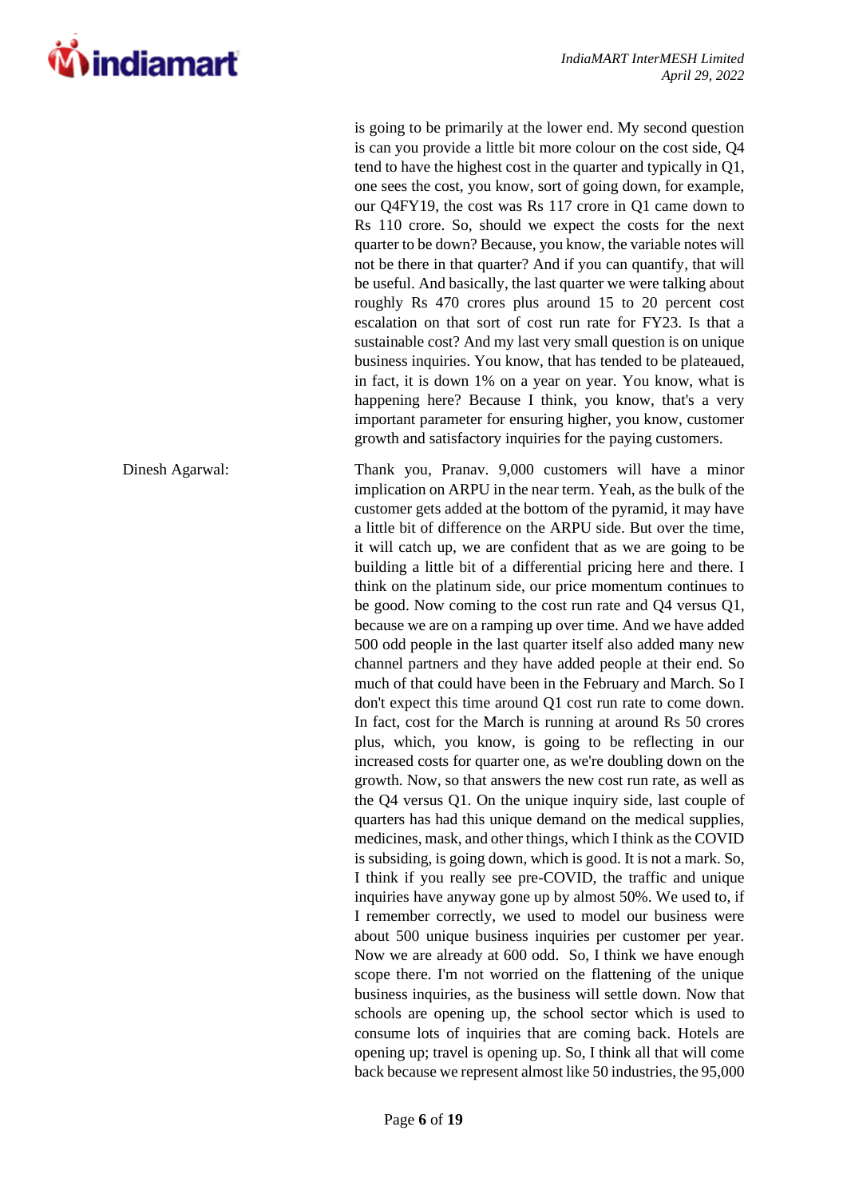is going to be primarily at the lower end. My second question is can you provide a little bit more colour on the cost side, Q4 tend to have the highest cost in the quarter and typically in Q1, one sees the cost, you know, sort of going down, for example, our Q4FY19, the cost was Rs 117 crore in Q1 came down to Rs 110 crore. So, should we expect the costs for the next quarter to be down? Because, you know, the variable notes will not be there in that quarter? And if you can quantify, that will be useful. And basically, the last quarter we were talking about roughly Rs 470 crores plus around 15 to 20 percent cost escalation on that sort of cost run rate for FY23. Is that a sustainable cost? And my last very small question is on unique business inquiries. You know, that has tended to be plateaued, in fact, it is down 1% on a year on year. You know, what is happening here? Because I think, you know, that's a very important parameter for ensuring higher, you know, customer growth and satisfactory inquiries for the paying customers.

**Dinesh Agarwal:** Thank you, Pranav. 9,000 customers will have a minor implication on ARPU in the near term. Yeah, as the bulk of the customer gets added at the bottom of the pyramid, it may have a little bit of difference on the ARPU side. But over the time, it will catch up, we are confident that as we are going to be building a little bit of a differential pricing here and there. I think on the platinum side, our price momentum continues to be good. Now coming to the cost run rate and Q4 versus Q1, because we are on a ramping up over time. And we have added 500 odd people in the last quarter itself also added many new channel partners and they have added people at their end. So much of that could have been in the February and March. So I don't expect this time around Q1 cost run rate to come down. In fact, cost for the March is running at around Rs 50 crores plus, which, you know, is going to be reflecting in our increased costs for quarter one, as we're doubling down on the growth. Now, so that answers the new cost run rate, as well as the Q4 versus Q1. On the unique inquiry side, last couple of quarters has had this unique demand on the medical supplies, medicines, mask, and other things, which I think as the COVID is subsiding, is going down, which is good. It is not a mark. So, I think if you really see pre-COVID, the traffic and unique inquiries have anyway gone up by almost 50%. We used to, if I remember correctly, we used to model our business were about 500 unique business inquiries per customer per year. Now we are already at 600 odd. So, I think we have enough scope there. I'm not worried on the flattening of the unique business inquiries, as the business will settle down. Now that schools are opening up, the school sector which is used to consume lots of inquiries that are coming back. Hotels are opening up; travel is opening up. So, I think all that will come back because we represent almost like 50 industries, the 95,000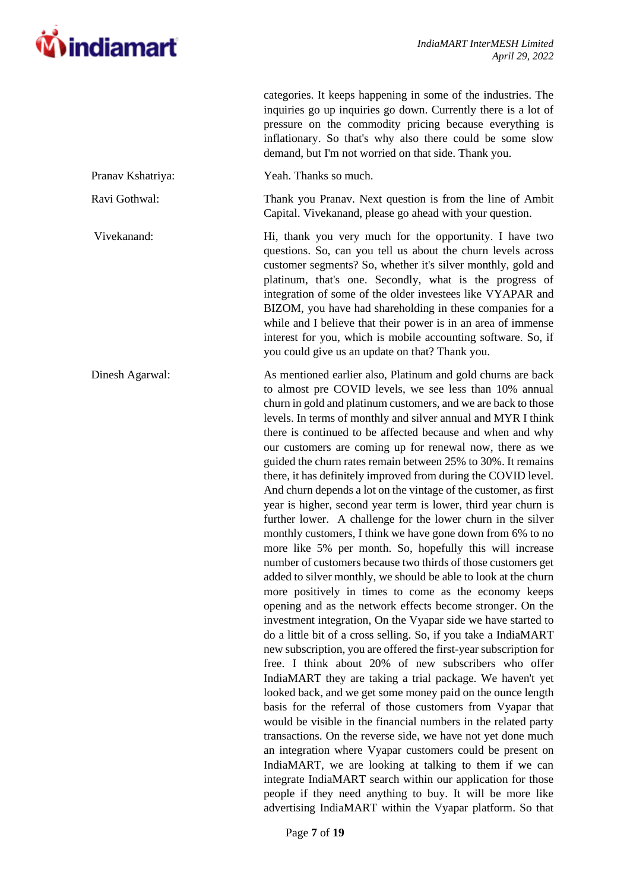categories. It keeps happening in some of the industries. The inquiries go up inquiries go down. Currently there is a lot of pressure on the commodity pricing because everything is inflationary. So that's why also there could be some slow demand, but I'm not worried on that side. Thank you.

**Pranav Kshatriya:** Yeah. Thanks so much.

**Ravi Gothwal:** Thank you Pranav. Next question is from the line of Ambit Capital. Vivekanand, please go ahead with your question.

**Vivekanand:** Hi, thank you very much for the opportunity. I have two questions. So, can you tell us about the churn levels across customer segments? So, whether it's silver monthly, gold and platinum, that's one. Secondly, what is the progress of integration of some of the older investees like VYAPAR and BIZOM, you have had shareholding in these companies for a while and I believe that their power is in an area of immense interest for you, which is mobile accounting software. So, if you could give us an update on that? Thank you.

**Dinesh Agarwal:** As mentioned earlier also, Platinum and gold churns are back to almost pre COVID levels, we see less than 10% annual churn in gold and platinum customers, and we are back to those levels. In terms of monthly and silver annual and MYR I think there is continued to be affected because and when and why our customers are coming up for renewal now, there as we guided the churn rates remain between 25% to 30%. It remains there, it has definitely improved from during the COVID level. And churn depends a lot on the vintage of the customer, as first year is higher, second year term is lower, third year churn is further lower. A challenge for the lower churn in the silver monthly customers, I think we have gone down from 6% to no more like 5% per month. So, hopefully this will increase number of customers because two thirds of those customers get added to silver monthly, we should be able to look at the churn more positively in times to come as the economy keeps opening and as the network effects become stronger. On the investment integration, On the Vyapar side we have started to do a little bit of a cross selling. So, if you take a IndiaMART new subscription, you are offered the first-year subscription for free. I think about 20% of new subscribers who offer IndiaMART they are taking a trial package. We haven't yet looked back, and we get some money paid on the ounce length basis for the referral of those customers from Vyapar that would be visible in the financial numbers in the related party transactions. On the reverse side, we have not yet done much an integration where Vyapar customers could be present on IndiaMART, we are looking at talking to them if we can integrate IndiaMART search within our application for those people if they need anything to buy. It will be more like advertising IndiaMART within the Vyapar platform. So that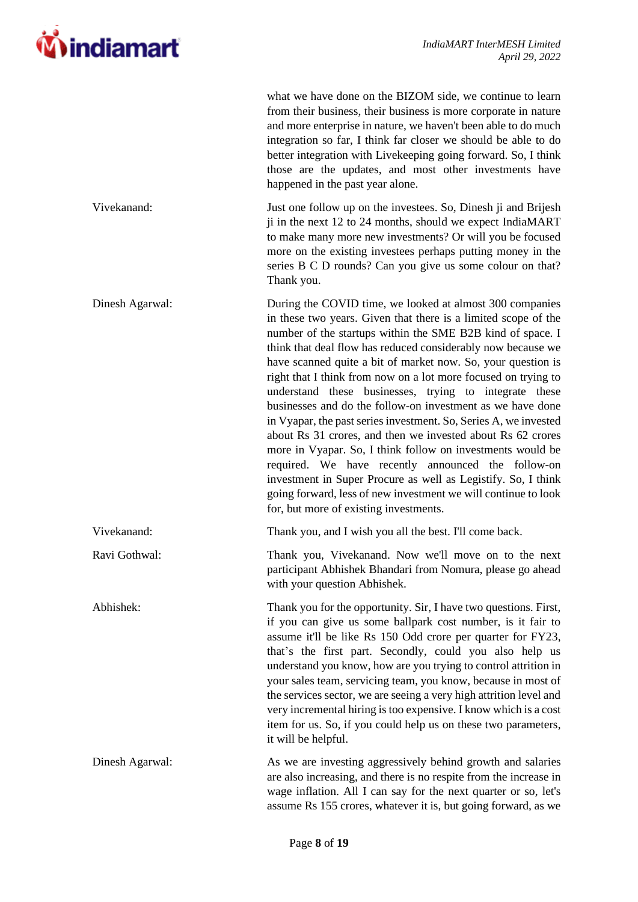what we have done on the BIZOM side, we continue to learn from their business, their business is more corporate in nature and more enterprise in nature, we haven't been able to do much integration so far, I think far closer we should be able to do better integration with Livekeeping going forward. So, I think those are the updates, and most other investments have happened in the past year alone.

**Vivekanand:** Just one follow up on the investees. So, Dinesh ji and Brijesh ji in the next 12 to 24 months, should we expect IndiaMART to make many more new investments? Or will you be focused more on the existing investees perhaps putting money in the series B C D rounds? Can you give us some colour on that? Thank you.

**Dinesh Agarwal:** During the COVID time, we looked at almost 300 companies in these two years. Given that there is a limited scope of the number of the startups within the SME B2B kind of space. I think that deal flow has reduced considerably now because we have scanned quite a bit of market now. So, your question is right that I think from now on a lot more focused on trying to understand these businesses, trying to integrate these businesses and do the follow-on investment as we have done in Vyapar, the past series investment. So, Series A, we invested about Rs 31 crores, and then we invested about Rs 62 crores more in Vyapar. So, I think follow on investments would be required. We have recently announced the follow-on investment in Super Procure as well as Legistify. So, I think going forward, less of new investment we will continue to look for, but more of existing investments.

**Vivekanand:** Thank you, and I wish you all the best. I'll come back.

**Ravi Gothwal:** Thank you, Vivekanand. Now we'll move on to the next participant Abhishek Bhandari from Nomura, please go ahead with your question Abhishek.

**Abhishek:** Thank you for the opportunity. Sir, I have two questions. First, if you can give us some ballpark cost number, is it fair to assume it'll be like Rs 150 Odd crore per quarter for FY23, that's the first part. Secondly, could you also help us understand you know, how are you trying to control attrition in your sales team, servicing team, you know, because in most of the services sector, we are seeing a very high attrition level and very incremental hiring is too expensive. I know which is a cost item for us. So, if you could help us on these two parameters, it will be helpful.

**Dinesh Agarwal:** As we are investing aggressively behind growth and salaries are also increasing, and there is no respite from the increase in wage inflation. All I can say for the next quarter or so, let's assume Rs 155 crores, whatever it is, but going forward, as we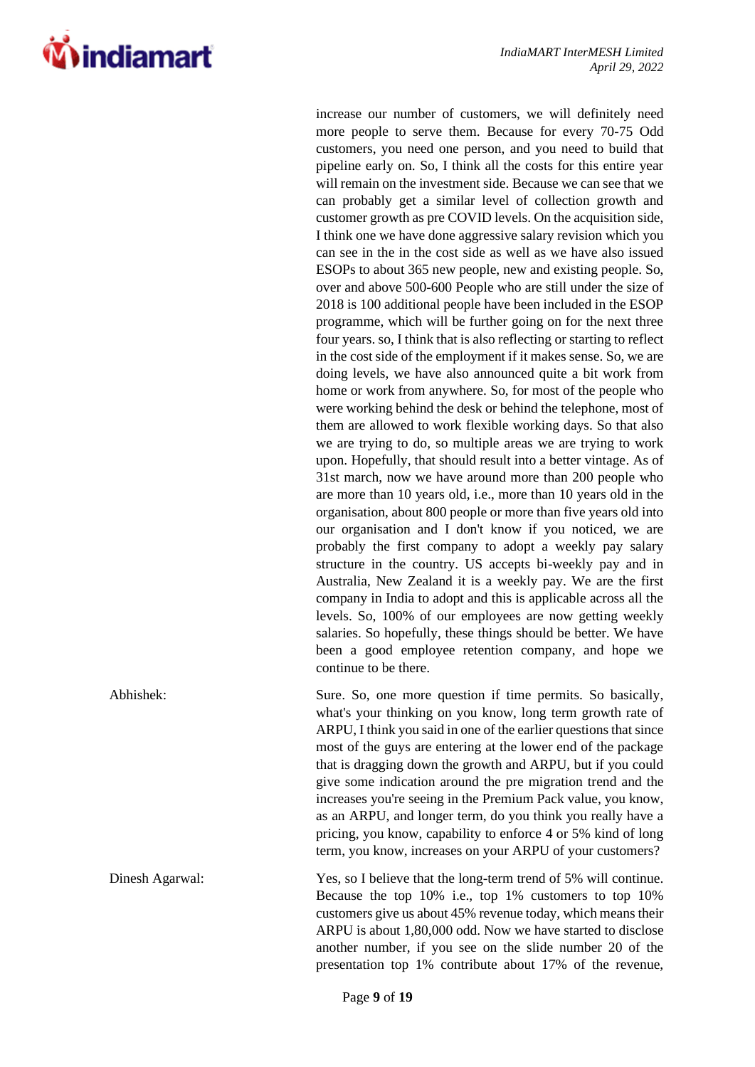increase our number of customers, we will definitely need more people to serve them. Because for every 70-75 Odd customers, you need one person, and you need to build that pipeline early on. So, I think all the costs for this entire year will remain on the investment side. Because we can see that we can probably get a similar level of collection growth and customer growth as pre COVID levels. On the acquisition side, I think one we have done aggressive salary revision which you can see in the in the cost side as well as we have also issued ESOPs to about 365 new people, new and existing people. So, over and above 500-600 People who are still under the size of 2018 is 100 additional people have been included in the ESOP programme, which will be further going on for the next three four years. so, I think that is also reflecting or starting to reflect in the cost side of the employment if it makes sense. So, we are doing levels, we have also announced quite a bit work from home or work from anywhere. So, for most of the people who were working behind the desk or behind the telephone, most of them are allowed to work flexible working days. So that also we are trying to do, so multiple areas we are trying to work upon. Hopefully, that should result into a better vintage. As of 31st march, now we have around more than 200 people who are more than 10 years old, i.e., more than 10 years old in the organisation, about 800 people or more than five years old into our organisation and I don't know if you noticed, we are probably the first company to adopt a weekly pay salary structure in the country. US accepts bi-weekly pay and in Australia, New Zealand it is a weekly pay. We are the first company in India to adopt and this is applicable across all the levels. So, 100% of our employees are now getting weekly salaries. So hopefully, these things should be better. We have been a good employee retention company, and hope we continue to be there.

**Abhishek:** Sure. So, one more question if time permits. So basically, what's your thinking on you know, long term growth rate of ARPU, I think you said in one of the earlier questions that since most of the guys are entering at the lower end of the package that is dragging down the growth and ARPU, but if you could give some indication around the pre migration trend and the increases you're seeing in the Premium Pack value, you know, as an ARPU, and longer term, do you think you really have a pricing, you know, capability to enforce 4 or 5% kind of long term, you know, increases on your ARPU of your customers?

**Dinesh Agarwal:** Yes, so I believe that the long-term trend of 5% will continue. Because the top 10% i.e., top 1% customers to top 10% customers give us about 45% revenue today, which means their ARPU is about 1,80,000 odd. Now we have started to disclose another number, if you see on the slide number 20 of the presentation top 1% contribute about 17% of the revenue,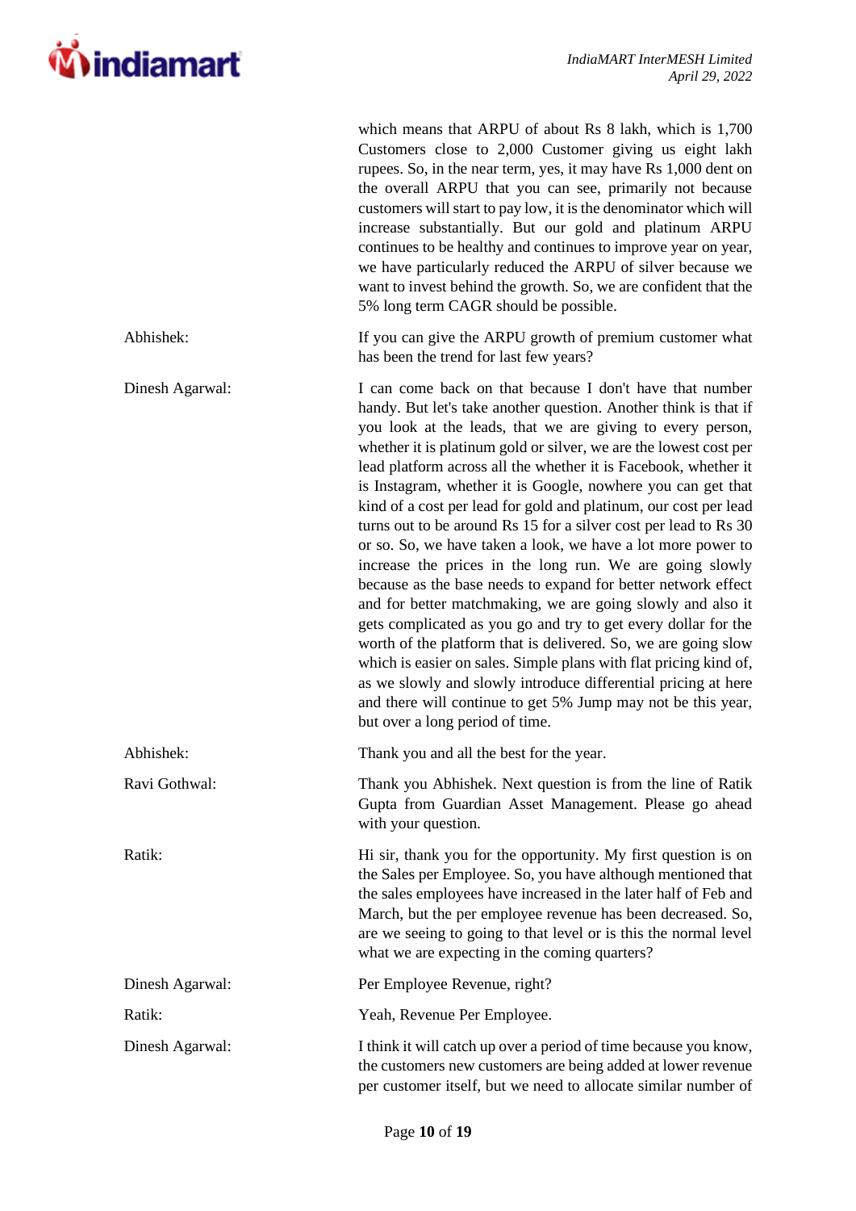which means that ARPU of about Rs 8 lakh, which is 1,700 Customers close to 2,000 Customer giving us eight lakh rupees. So, in the near term, yes, it may have Rs 1,000 dent on the overall ARPU that you can see, primarily not because customers will start to pay low, it is the denominator which will increase substantially. But our gold and platinum ARPU continues to be healthy and continues to improve year on year, we have particularly reduced the ARPU of silver because we want to invest behind the growth. So, we are confident that the 5% long term CAGR should be possible.

**Abhishek:** If you can give the ARPU growth of premium customer what has been the trend for last few years?

**Dinesh Agarwal:** I can come back on that because I don't have that number handy. But let's take another question. Another think is that if you look at the leads, that we are giving to every person, whether it is platinum gold or silver, we are the lowest cost per lead platform across all the whether it is Facebook, whether it is Instagram, whether it is Google, nowhere you can get that kind of a cost per lead for gold and platinum, our cost per lead turns out to be around Rs 15 for a silver cost per lead to Rs 30 or so. So, we have taken a look, we have a lot more power to increase the prices in the long run. We are going slowly because as the base needs to expand for better network effect and for better matchmaking, we are going slowly and also it gets complicated as you go and try to get every dollar for the worth of the platform that is delivered. So, we are going slow which is easier on sales. Simple plans with flat pricing kind of, as we slowly and slowly introduce differential pricing at here and there will continue to get 5% Jump may not be this year, but over a long period of time.

**Abhishek:** Thank you and all the best for the year.

**Ravi Gothwal:** Thank you Abhishek. Next question is from the line of Ratik Gupta from Guardian Asset Management. Please go ahead with your question.

**Ratik:** Hi sir, thank you for the opportunity. My first question is on the Sales per Employee. So, you have although mentioned that the sales employees have increased in the later half of Feb and March, but the per employee revenue has been decreased. So, are we seeing to going to that level or is this the normal level what we are expecting in the coming quarters?

**Dinesh Agarwal:** Per Employee Revenue, right?

**Ratik:** Yeah, Revenue Per Employee.

**Dinesh Agarwal:** I think it will catch up over a period of time because you know, the customers new customers are being added at lower revenue per customer itself, but we need to allocate similar number of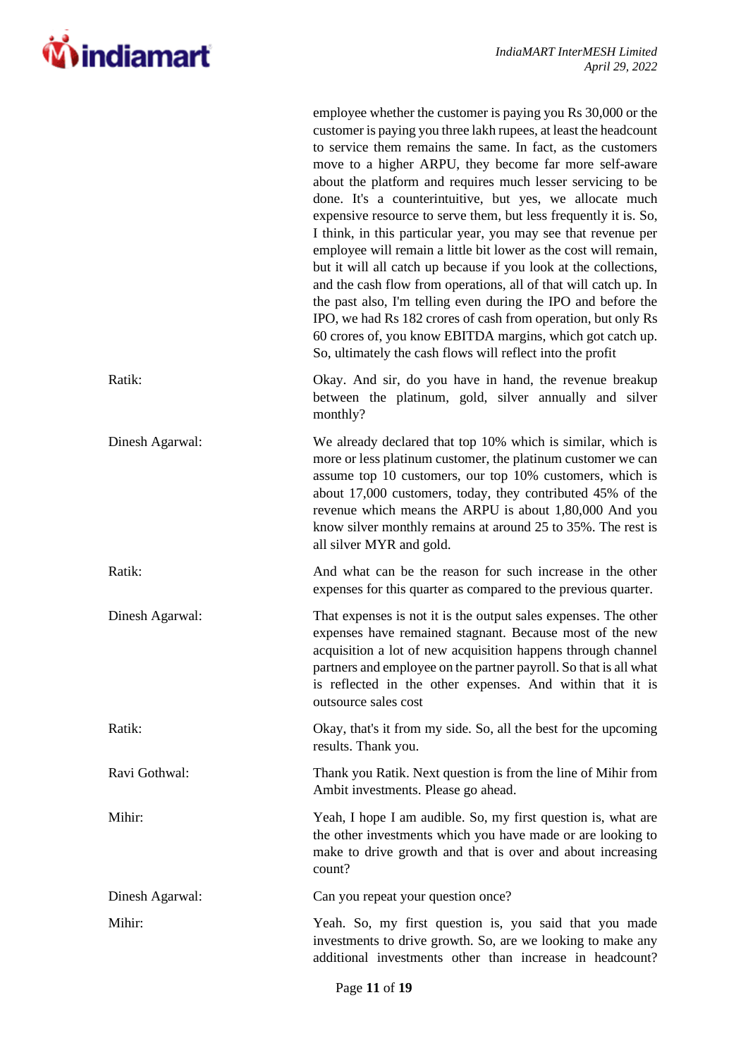employee whether the customer is paying you Rs 30,000 or the customer is paying you three lakh rupees, at least the headcount to service them remains the same. In fact, as the customers move to a higher ARPU, they become far more self-aware about the platform and requires much lesser servicing to be done. It's a counterintuitive, but yes, we allocate much expensive resource to serve them, but less frequently it is. So, I think, in this particular year, you may see that revenue per employee will remain a little bit lower as the cost will remain, but it will all catch up because if you look at the collections, and the cash flow from operations, all of that will catch up. In the past also, I'm telling even during the IPO and before the IPO, we had Rs 182 crores of cash from operation, but only Rs 60 crores of, you know EBITDA margins, which got catch up. So, ultimately the cash flows will reflect into the profit

**Ratik:** Okay. And sir, do you have in hand, the revenue breakup between the platinum, gold, silver annually and silver monthly?

**Dinesh Agarwal:** We already declared that top 10% which is similar, which is more or less platinum customer, the platinum customer we can assume top 10 customers, our top 10% customers, which is about 17,000 customers, today, they contributed 45% of the revenue which means the ARPU is about 1,80,000 And you know silver monthly remains at around 25 to 35%. The rest is all silver MYR and gold.

**Ratik:** And what can be the reason for such increase in the other expenses for this quarter as compared to the previous quarter.

**Dinesh Agarwal:** That expenses is not it is the output sales expenses. The other expenses have remained stagnant. Because most of the new acquisition a lot of new acquisition happens through channel partners and employee on the partner payroll. So that is all what is reflected in the other expenses. And within that it is outsource sales cost

**Ratik:** Okay, that's it from my side. So, all the best for the upcoming results. Thank you.

**Ravi Gothwal:** Thank you Ratik. Next question is from the line of Mihir from Ambit investments. Please go ahead.

**Mihir:** Yeah, I hope I am audible. So, my first question is, what are the other investments which you have made or are looking to make to drive growth and that is over and about increasing count?

**Dinesh Agarwal:** Can you repeat your question once?

**Mihir:** Yeah. So, my first question is, you said that you made investments to drive growth. So, are we looking to make any additional investments other than increase in headcount?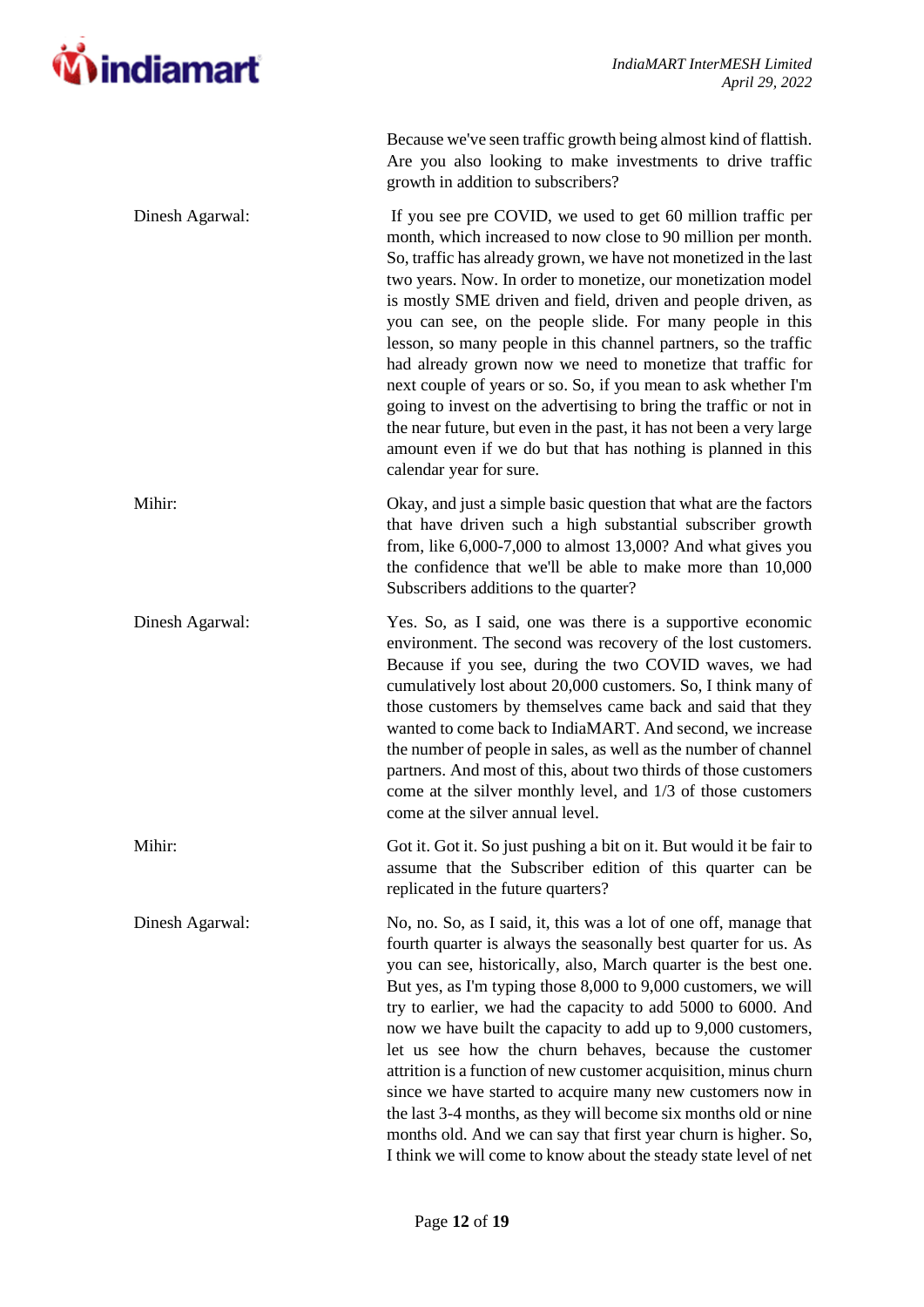Because we've seen traffic growth being almost kind of flattish. Are you also looking to make investments to drive traffic growth in addition to subscribers?

**Dinesh Agarwal:** If you see pre COVID, we used to get 60 million traffic per month, which increased to now close to 90 million per month. So, traffic has already grown, we have not monetized in the last two years. Now. In order to monetize, our monetization model is mostly SME driven and field, driven and people driven, as you can see, on the people slide. For many people in this lesson, so many people in this channel partners, so the traffic had already grown now we need to monetize that traffic for next couple of years or so. So, if you mean to ask whether I'm going to invest on the advertising to bring the traffic or not in the near future, but even in the past, it has not been a very large amount even if we do but that has nothing is planned in this calendar year for sure.

**Mihir:** Okay, and just a simple basic question that what are the factors that have driven such a high substantial subscriber growth from, like 6,000-7,000 to almost 13,000? And what gives you the confidence that we'll be able to make more than 10,000 Subscribers additions to the quarter?

**Dinesh Agarwal:** Yes. So, as I said, one was there is a supportive economic environment. The second was recovery of the lost customers. Because if you see, during the two COVID waves, we had cumulatively lost about 20,000 customers. So, I think many of those customers by themselves came back and said that they wanted to come back to IndiaMART. And second, we increase the number of people in sales, as well as the number of channel partners. And most of this, about two thirds of those customers come at the silver monthly level, and 1/3 of those customers come at the silver annual level.

**Mihir:** Got it. Got it. So just pushing a bit on it. But would it be fair to assume that the Subscriber edition of this quarter can be replicated in the future quarters?

**Dinesh Agarwal:** No, no. So, as I said, it, this was a lot of one off, manage that fourth quarter is always the seasonally best quarter for us. As you can see, historically, also, March quarter is the best one. But yes, as I'm typing those 8,000 to 9,000 customers, we will try to earlier, we had the capacity to add 5000 to 6000. And now we have built the capacity to add up to 9,000 customers, let us see how the churn behaves, because the customer attrition is a function of new customer acquisition, minus churn since we have started to acquire many new customers now in the last 3-4 months, as they will become six months old or nine months old. And we can say that first year churn is higher. So, I think we will come to know about the steady state level of net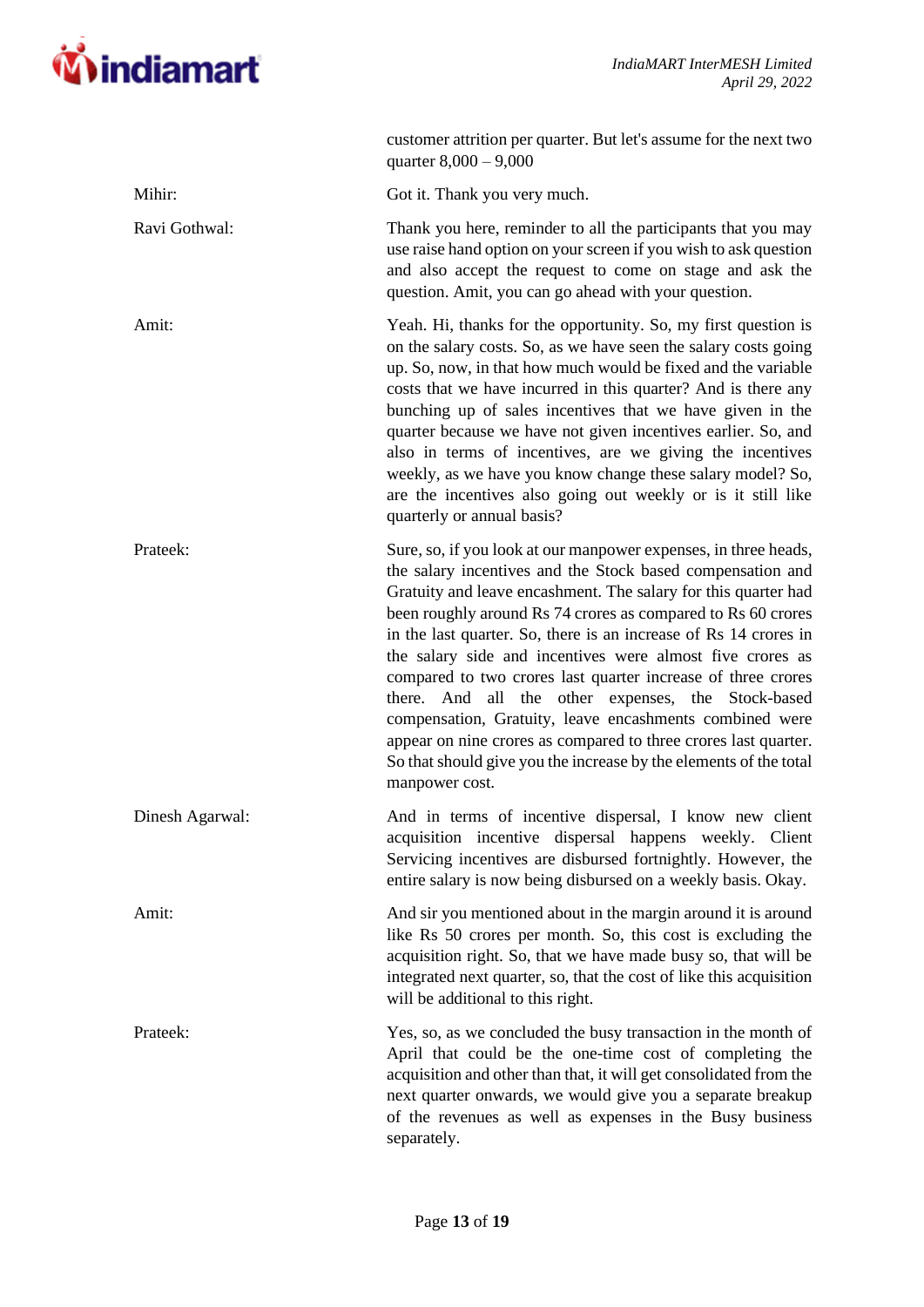customer attrition per quarter. But let's assume for the next two quarter 8,000 – 9,000

**Mihir:** Got it. Thank you very much.

**Ravi Gothwal:** Thank you here, reminder to all the participants that you may use raise hand option on your screen if you wish to ask question and also accept the request to come on stage and ask the question. Amit, you can go ahead with your question.

**Amit:** Yeah. Hi, thanks for the opportunity. So, my first question is on the salary costs. So, as we have seen the salary costs going up. So, now, in that how much would be fixed and the variable costs that we have incurred in this quarter? And is there any bunching up of sales incentives that we have given in the quarter because we have not given incentives earlier. So, and also in terms of incentives, are we giving the incentives weekly, as we have you know change these salary model? So, are the incentives also going out weekly or is it still like quarterly or annual basis?

**Prateek:** Sure, so, if you look at our manpower expenses, in three heads, the salary incentives and the Stock based compensation and Gratuity and leave encashment. The salary for this quarter had been roughly around Rs 74 crores as compared to Rs 60 crores in the last quarter. So, there is an increase of Rs 14 crores in the salary side and incentives were almost five crores as compared to two crores last quarter increase of three crores there. And all the other expenses, the Stock-based compensation, Gratuity, leave encashments combined were appear on nine crores as compared to three crores last quarter. So that should give you the increase by the elements of the total manpower cost.

**Dinesh Agarwal:** And in terms of incentive dispersal, I know new client acquisition incentive dispersal happens weekly. Client Servicing incentives are disbursed fortnightly. However, the entire salary is now being disbursed on a weekly basis. Okay.

**Amit:** And sir you mentioned about in the margin around it is around like Rs 50 crores per month. So, this cost is excluding the acquisition right. So, that we have made busy so, that will be integrated next quarter, so, that the cost of like this acquisition will be additional to this right.

**Prateek:** Yes, so, as we concluded the busy transaction in the month of April that could be the one-time cost of completing the acquisition and other than that, it will get consolidated from the next quarter onwards, we would give you a separate breakup of the revenues as well as expenses in the Busy business separately.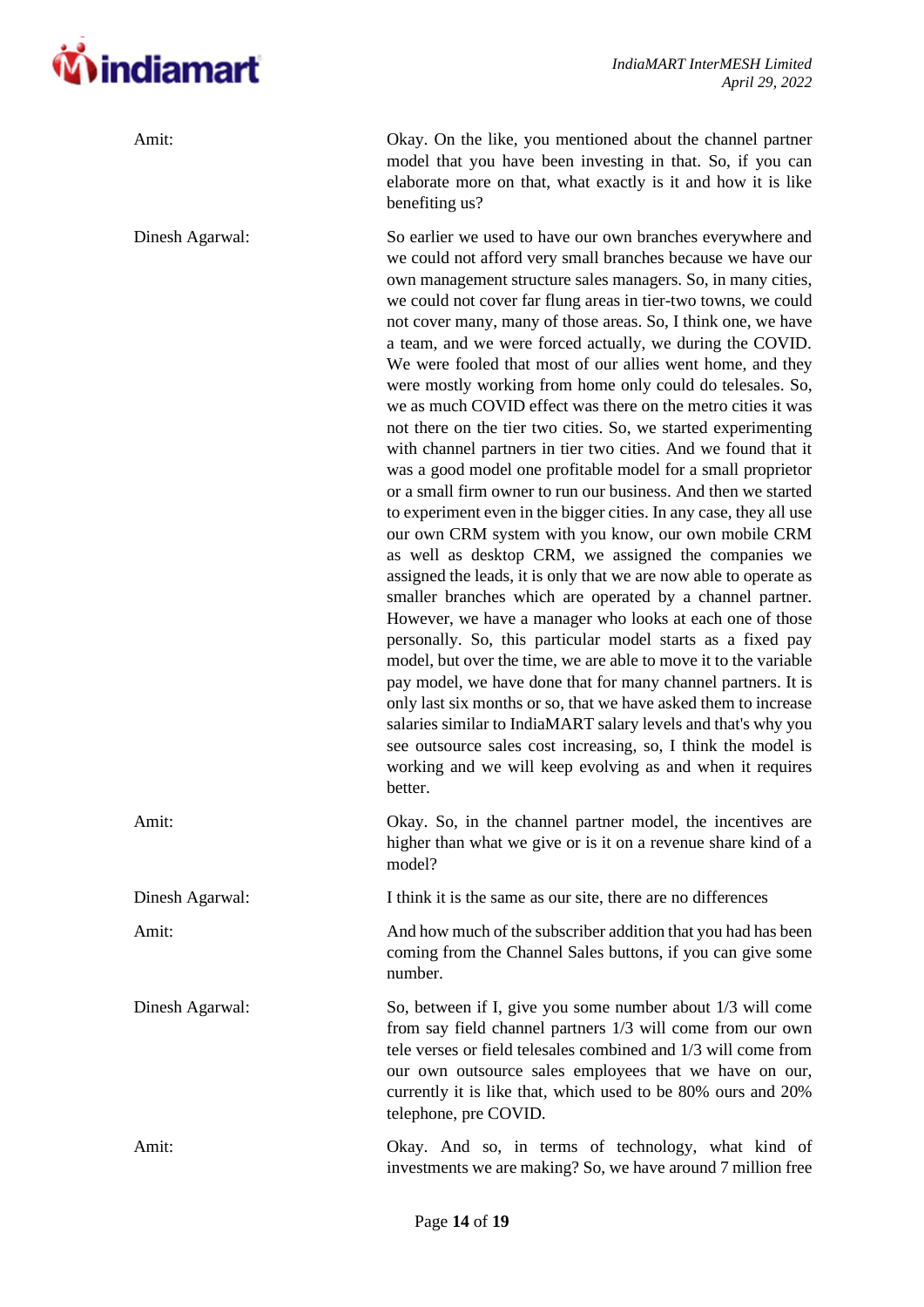**Amit:** Okay. On the like, you mentioned about the channel partner model that you have been investing in that. So, if you can elaborate more on that, what exactly is it and how it is like benefiting us?

**Dinesh Agarwal:** So earlier we used to have our own branches everywhere and we could not afford very small branches because we have our own management structure sales managers. So, in many cities, we could not cover far flung areas in tier-two towns, we could not cover many, many of those areas. So, I think one, we have a team, and we were forced actually, we during the COVID. We were fooled that most of our allies went home, and they were mostly working from home only could do telesales. So, we as much COVID effect was there on the metro cities it was not there on the tier two cities. So, we started experimenting with channel partners in tier two cities. And we found that it was a good model one profitable model for a small proprietor or a small firm owner to run our business. And then we started to experiment even in the bigger cities. In any case, they all use our own CRM system with you know, our own mobile CRM as well as desktop CRM, we assigned the companies we assigned the leads, it is only that we are now able to operate as smaller branches which are operated by a channel partner. However, we have a manager who looks at each one of those personally. So, this particular model starts as a fixed pay model, but over the time, we are able to move it to the variable pay model, we have done that for many channel partners. It is only last six months or so, that we have asked them to increase salaries similar to IndiaMART salary levels and that's why you see outsource sales cost increasing, so, I think the model is working and we will keep evolving as and when it requires better.

**Amit:** Okay. So, in the channel partner model, the incentives are higher than what we give or is it on a revenue share kind of a model?

**Dinesh Agarwal:** I think it is the same as our site, there are no differences

**Amit:** And how much of the subscriber addition that you had has been coming from the Channel Sales buttons, if you can give some number.

**Dinesh Agarwal:** So, between if I, give you some number about 1/3 will come from say field channel partners 1/3 will come from our own tele verses or field telesales combined and 1/3 will come from our own outsource sales employees that we have on our, currently it is like that, which used to be 80% ours and 20% telephone, pre COVID.

**Amit:** Okay. And so, in terms of technology, what kind of investments we are making? So, we have around 7 million free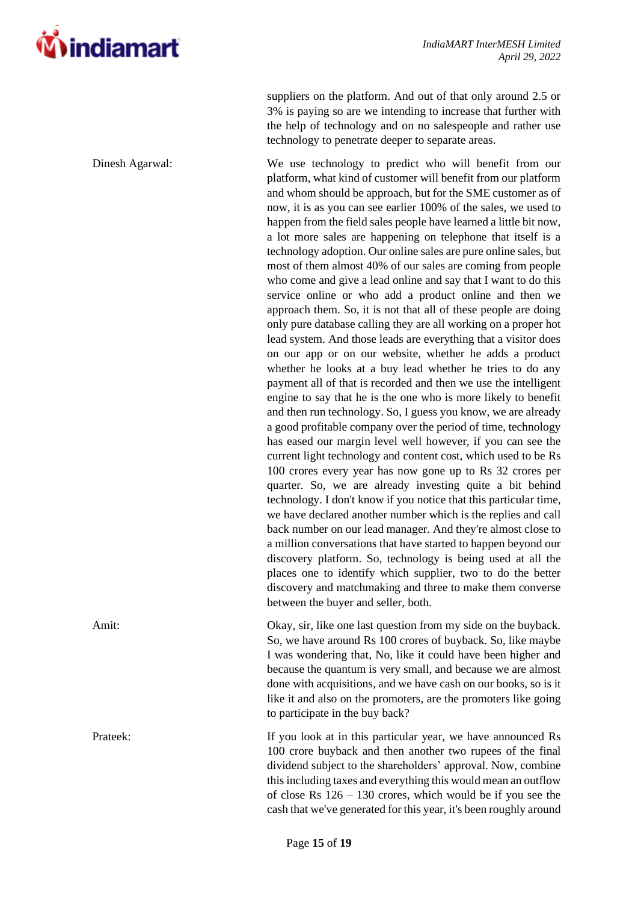suppliers on the platform. And out of that only around 2.5 or 3% is paying so are we intending to increase that further with the help of technology and on no salespeople and rather use technology to penetrate deeper to separate areas.

**Dinesh Agarwal:** We use technology to predict who will benefit from our platform, what kind of customer will benefit from our platform and whom should be approach, but for the SME customer as of now, it is as you can see earlier 100% of the sales, we used to happen from the field sales people have learned a little bit now, a lot more sales are happening on telephone that itself is a technology adoption. Our online sales are pure online sales, but most of them almost 40% of our sales are coming from people who come and give a lead online and say that I want to do this service online or who add a product online and then we approach them. So, it is not that all of these people are doing only pure database calling they are all working on a proper hot lead system. And those leads are everything that a visitor does on our app or on our website, whether he adds a product whether he looks at a buy lead whether he tries to do any payment all of that is recorded and then we use the intelligent engine to say that he is the one who is more likely to benefit and then run technology. So, I guess you know, we are already a good profitable company over the period of time, technology has eased our margin level well however, if you can see the current light technology and content cost, which used to be Rs 100 crores every year has now gone up to Rs 32 crores per quarter. So, we are already investing quite a bit behind technology. I don't know if you notice that this particular time, we have declared another number which is the replies and call back number on our lead manager. And they're almost close to a million conversations that have started to happen beyond our discovery platform. So, technology is being used at all the places one to identify which supplier, two to do the better discovery and matchmaking and three to make them converse between the buyer and seller, both.

**Amit:** Okay, sir, like one last question from my side on the buyback. So, we have around Rs 100 crores of buyback. So, like maybe I was wondering that, No, like it could have been higher and because the quantum is very small, and because we are almost done with acquisitions, and we have cash on our books, so is it like it and also on the promoters, are the promoters like going to participate in the buy back?

**Prateek:** If you look at in this particular year, we have announced Rs 100 crore buyback and then another two rupees of the final dividend subject to the shareholders' approval. Now, combine this including taxes and everything this would mean an outflow of close Rs 126 – 130 crores, which would be if you see the cash that we've generated for this year, it's been roughly around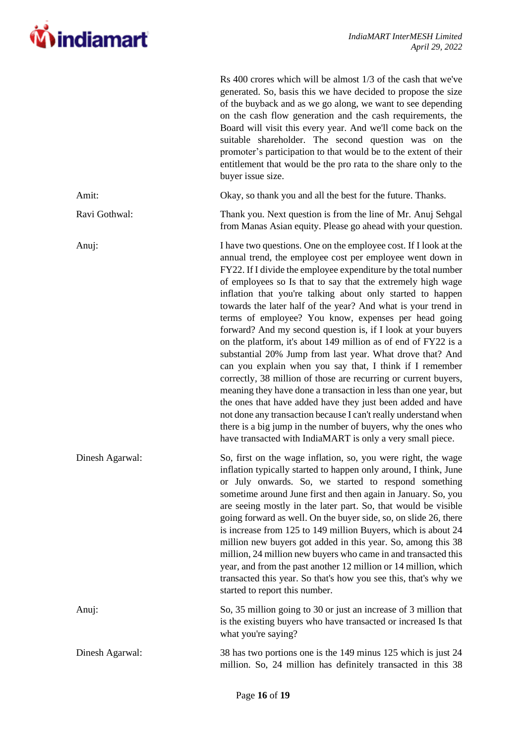Rs 400 crores which will be almost 1/3 of the cash that we've generated. So, basis this we have decided to propose the size of the buyback and as we go along, we want to see depending on the cash flow generation and the cash requirements, the Board will visit this every year. And we'll come back on the suitable shareholder. The second question was on the promoter's participation to that would be to the extent of their entitlement that would be the pro rata to the share only to the buyer issue size.

**Amit:** Okay, so thank you and all the best for the future. Thanks.

**Ravi Gothwal:** Thank you. Next question is from the line of Mr. Anuj Sehgal from Manas Asian equity. Please go ahead with your question.

**Anuj:** I have two questions. One on the employee cost. If I look at the annual trend, the employee cost per employee went down in FY22. If I divide the employee expenditure by the total number of employees so Is that to say that the extremely high wage inflation that you're talking about only started to happen towards the later half of the year? And what is your trend in terms of employee? You know, expenses per head going forward? And my second question is, if I look at your buyers on the platform, it's about 149 million as of end of FY22 is a substantial 20% Jump from last year. What drove that? And can you explain when you say that, I think if I remember correctly, 38 million of those are recurring or current buyers, meaning they have done a transaction in less than one year, but the ones that have added have they just been added and have not done any transaction because I can't really understand when there is a big jump in the number of buyers, why the ones who have transacted with IndiaMART is only a very small piece.

**Dinesh Agarwal:** So, first on the wage inflation, so, you were right, the wage inflation typically started to happen only around, I think, June or July onwards. So, we started to respond something sometime around June first and then again in January. So, you are seeing mostly in the later part. So, that would be visible going forward as well. On the buyer side, so, on slide 26, there is increase from 125 to 149 million Buyers, which is about 24 million new buyers got added in this year. So, among this 38 million, 24 million new buyers who came in and transacted this year, and from the past another 12 million or 14 million, which transacted this year. So that's how you see this, that's why we started to report this number.

**Anuj:** So, 35 million going to 30 or just an increase of 3 million that is the existing buyers who have transacted or increased Is that what you're saying?

**Dinesh Agarwal:** 38 has two portions one is the 149 minus 125 which is just 24 million. So, 24 million has definitely transacted in this 38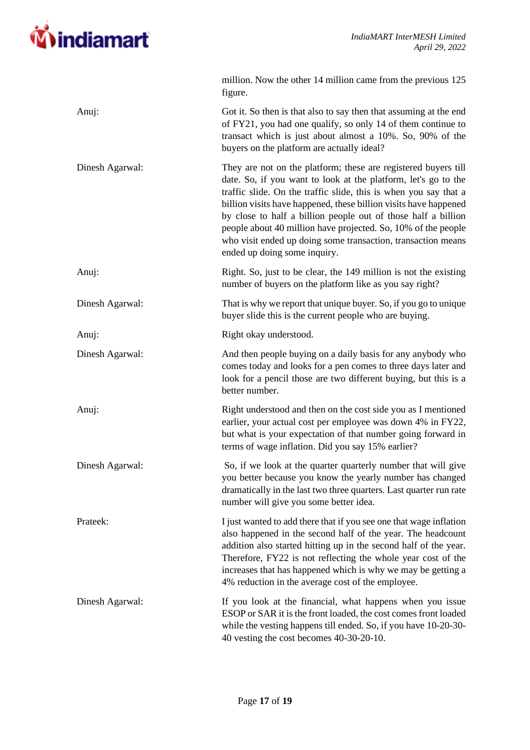million. Now the other 14 million came from the previous 125 figure.

**Anuj:** Got it. So then is that also to say then that assuming at the end of FY21, you had one qualify, so only 14 of them continue to transact which is just about almost a 10%. So, 90% of the buyers on the platform are actually ideal?

**Dinesh Agarwal:** They are not on the platform; these are registered buyers till date. So, if you want to look at the platform, let's go to the traffic slide. On the traffic slide, this is when you say that a billion visits have happened, these billion visits have happened by close to half a billion people out of those half a billion people about 40 million have projected. So, 10% of the people who visit ended up doing some transaction, transaction means ended up doing some inquiry.

**Anuj:** Right. So, just to be clear, the 149 million is not the existing number of buyers on the platform like as you say right?

**Dinesh Agarwal:** That is why we report that unique buyer. So, if you go to unique buyer slide this is the current people who are buying.

**Anuj:** Right okay understood.

**Dinesh Agarwal:** And then people buying on a daily basis for any anybody who comes today and looks for a pen comes to three days later and look for a pencil those are two different buying, but this is a better number.

**Anuj:** Right understood and then on the cost side you as I mentioned earlier, your actual cost per employee was down 4% in FY22, but what is your expectation of that number going forward in terms of wage inflation. Did you say 15% earlier?

**Dinesh Agarwal:** So, if we look at the quarter quarterly number that will give you better because you know the yearly number has changed dramatically in the last two three quarters. Last quarter run rate number will give you some better idea.

**Prateek:** I just wanted to add there that if you see one that wage inflation also happened in the second half of the year. The headcount addition also started hitting up in the second half of the year. Therefore, FY22 is not reflecting the whole year cost of the increases that has happened which is why we may be getting a 4% reduction in the average cost of the employee.

**Dinesh Agarwal:** If you look at the financial, what happens when you issue ESOP or SAR it is the front loaded, the cost comes front loaded while the vesting happens till ended. So, if you have 10-20-30-40 vesting the cost becomes 40-30-20-10.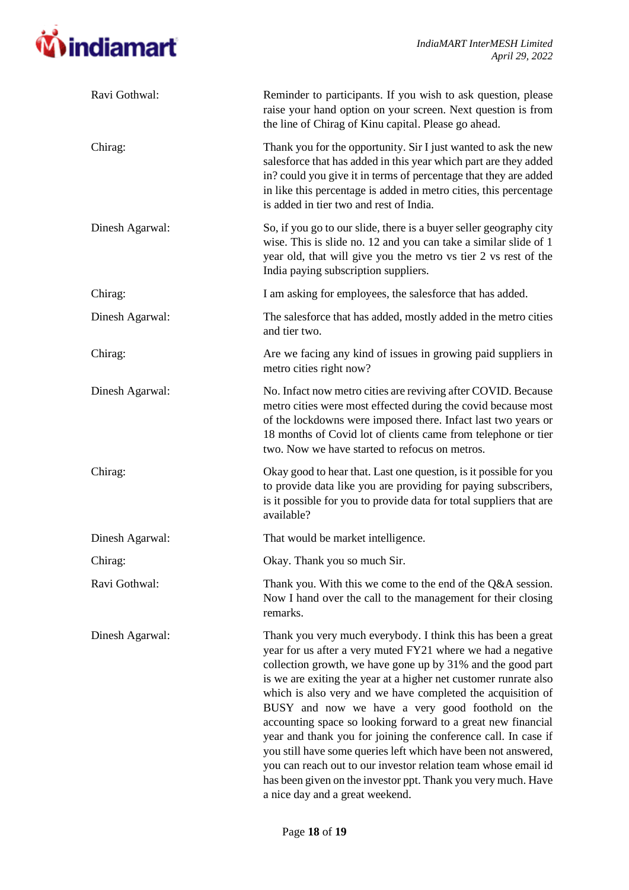**Ravi Gothwal:** Reminder to participants. If you wish to ask question, please raise your hand option on your screen. Next question is from the line of Chirag of Kinu capital. Please go ahead.

**Chirag:** Thank you for the opportunity. Sir I just wanted to ask the new salesforce that has added in this year which part are they added in? could you give it in terms of percentage that they are added in like this percentage is added in metro cities, this percentage is added in tier two and rest of India.

**Dinesh Agarwal:** So, if you go to our slide, there is a buyer seller geography city wise. This is slide no. 12 and you can take a similar slide of 1 year old, that will give you the metro vs tier 2 vs rest of the India paying subscription suppliers.

**Chirag:** I am asking for employees, the salesforce that has added.

**Dinesh Agarwal:** The salesforce that has added, mostly added in the metro cities and tier two.

**Chirag:** Are we facing any kind of issues in growing paid suppliers in metro cities right now?

**Dinesh Agarwal:** No. Infact now metro cities are reviving after COVID. Because metro cities were most effected during the covid because most of the lockdowns were imposed there. Infact last two years or 18 months of Covid lot of clients came from telephone or tier two. Now we have started to refocus on metros.

**Chirag:** Okay good to hear that. Last one question, is it possible for you to provide data like you are providing for paying subscribers, is it possible for you to provide data for total suppliers that are available?

**Dinesh Agarwal:** That would be market intelligence.

**Chirag:** Okay. Thank you so much Sir.

**Ravi Gothwal:** Thank you. With this we come to the end of the Q&A session. Now I hand over the call to the management for their closing remarks.

**Dinesh Agarwal:** Thank you very much everybody. I think this has been a great year for us after a very muted FY21 where we had a negative collection growth, we have gone up by 31% and the good part is we are exiting the year at a higher net customer runrate also which is also very and we have completed the acquisition of BUSY and now we have a very good foothold on the accounting space so looking forward to a great new financial year and thank you for joining the conference call. In case if you still have some queries left which have been not answered, you can reach out to our investor relation team whose email id has been given on the investor ppt. Thank you very much. Have a nice day and a great weekend.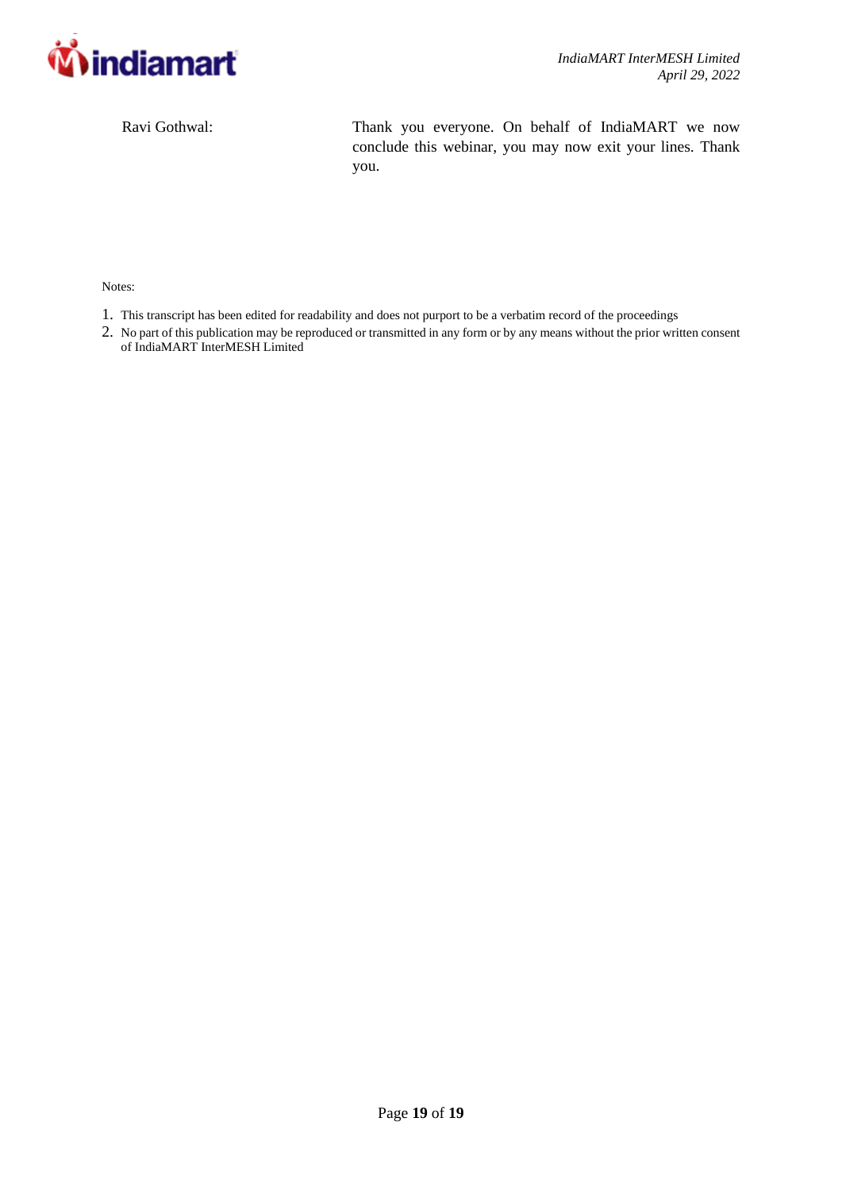Ravi Gothwal: Thank you everyone. On behalf of IndiaMART we now conclude this webinar, you may now exit your lines. Thank you.

Notes:

1. This transcript has been edited for readability and does not purport to be a verbatim record of the proceedings
2. No part of this publication may be reproduced or transmitted in any form or by any means without the prior written consent of IndiaMART InterMESH Limited